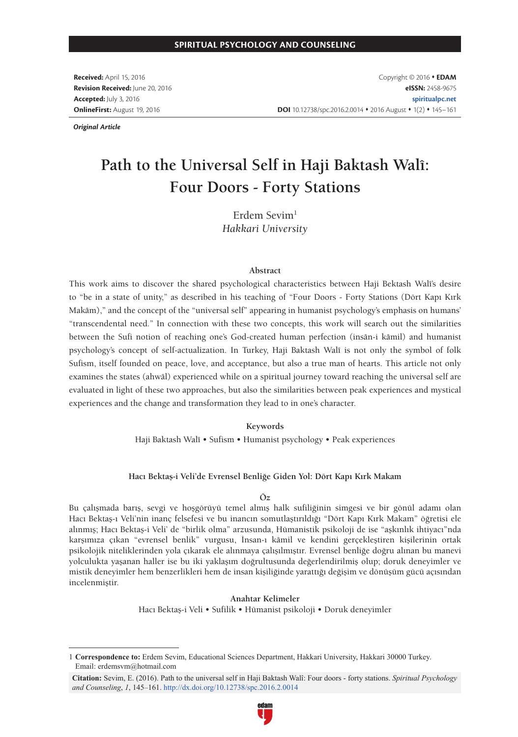**Received:** April 15, 2016
**Revision Received:** June 20, 2016
**Accepted:** July 3, 2016
**OnlineFirst:** August 19, 2016

Copyright © 2016 • **EDAM**
**eISSN:** 2458-9675
**spiritualpc.net**
**DOI** 10.12738/spc.2016.2.0014 • 2016 August • 1(2) • 145–161

***Original Article***

# Path to the Universal Self in Haji Baktash Walî: Four Doors - Forty Stations

Erdem Sevim[1]
*Hakkari University*

### Abstract

This work aims to discover the shared psychological characteristics between Haji Bektash Walī's desire to "be in a state of unity," as described in his teaching of "Four Doors - Forty Stations (Dört Kapı Kırk Makâm)," and the concept of the "universal self" appearing in humanist psychology's emphasis on humans' "transcendental need." In connection with these two concepts, this work will search out the similarities between the Sufi notion of reaching one's God-created human perfection (insân-i kâmil) and humanist psychology's concept of self-actualization. In Turkey, Haji Baktash Walī is not only the symbol of folk Sufism, itself founded on peace, love, and acceptance, but also a true man of hearts. This article not only examines the states (ahwâl) experienced while on a spiritual journey toward reaching the universal self are evaluated in light of these two approaches, but also the similarities between peak experiences and mystical experiences and the change and transformation they lead to in one's character.

### Keywords

Haji Baktash Walī • Sufism • Humanist psychology • Peak experiences

### Hacı Bektaş-i Veli'de Evrensel Benliğe Giden Yol: Dört Kapı Kırk Makam

### Öz

Bu çalışmada barış, sevgi ve hoşgörüyü temel almış halk sufiliğinin simgesi ve bir gönül adamı olan Hacı Bektaş-ı Veli'nin inanç felsefesi ve bu inancın somutlaştırıldığı "Dört Kapı Kırk Makam" öğretisi ele alınmış; Hacı Bektaş-i Veli' de "birlik olma" arzusunda, Hümanistik psikoloji de ise "aşkınlık ihtiyacı"nda karşımıza çıkan "evrensel benlik" vurgusu, İnsan-ı kâmil ve kendini gerçekleştiren kişilerinin ortak psikolojik niteliklerinden yola çıkarak ele alınmaya çalışılmıştır. Evrensel benliğe doğru alınan bu manevi yolculukta yaşanan haller ise bu iki yaklaşım doğrultusunda değerlendirilmiş olup; doruk deneyimler ve mistik deneyimler hem benzerlikleri hem de insan kişiliğinde yarattığı değişim ve dönüşüm gücü açısından incelenmiştir.

### Anahtar Kelimeler

Hacı Bektaş-i Veli • Sufilik • Hümanist psikoloji • Doruk deneyimler

---

1 **Correspondence to:** Erdem Sevim, Educational Sciences Department, Hakkari University, Hakkari 30000 Turkey. Email: erdemsvm@hotmail.com

**Citation:** Sevim, E. (2016). Path to the universal self in Haji Baktash Walî: Four doors - forty stations. *Spiritual Psychology and Counseling*, *1*, 145–161. http://dx.doi.org/10.12738/spc.2016.2.0014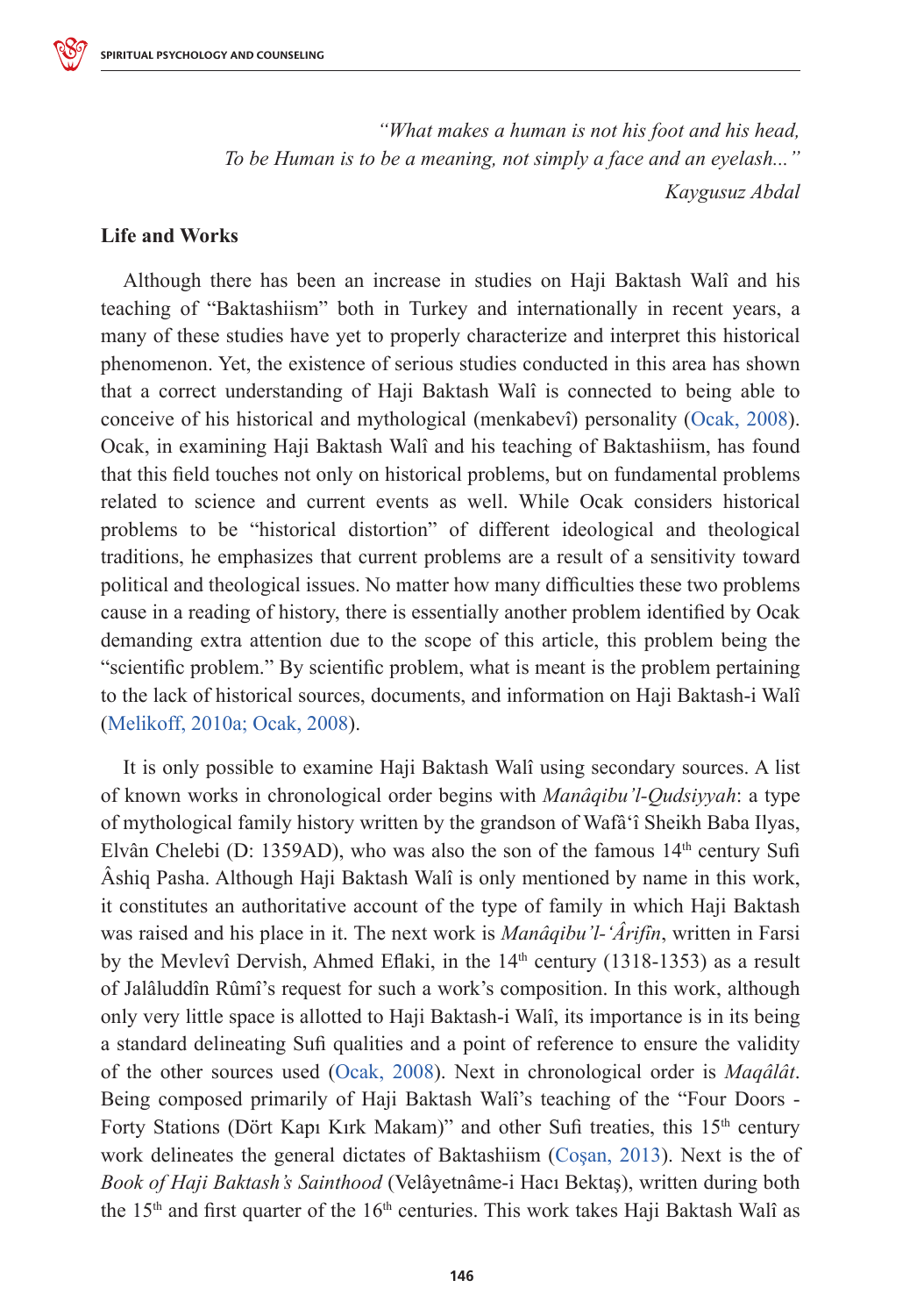*"What makes a human is not his foot and his head,*
*To be Human is to be a meaning, not simply a face and an eyelash..."*
*Kaygusuz Abdal*

## Life and Works

Although there has been an increase in studies on Haji Baktash Walî and his teaching of "Baktashiism" both in Turkey and internationally in recent years, a many of these studies have yet to properly characterize and interpret this historical phenomenon. Yet, the existence of serious studies conducted in this area has shown that a correct understanding of Haji Baktash Walî is connected to being able to conceive of his historical and mythological (menkabevî) personality (Ocak, 2008). Ocak, in examining Haji Baktash Walî and his teaching of Baktashiism, has found that this field touches not only on historical problems, but on fundamental problems related to science and current events as well. While Ocak considers historical problems to be "historical distortion" of different ideological and theological traditions, he emphasizes that current problems are a result of a sensitivity toward political and theological issues. No matter how many difficulties these two problems cause in a reading of history, there is essentially another problem identified by Ocak demanding extra attention due to the scope of this article, this problem being the "scientific problem." By scientific problem, what is meant is the problem pertaining to the lack of historical sources, documents, and information on Haji Baktash-i Walî (Melikoff, 2010a; Ocak, 2008).

It is only possible to examine Haji Baktash Walî using secondary sources. A list of known works in chronological order begins with *Manâqibu'l-Qudsiyyah*: a type of mythological family history written by the grandson of Wafâ'î Sheikh Baba Ilyas, Elvân Chelebi (D: 1359AD), who was also the son of the famous 14th century Sufi Âshiq Pasha. Although Haji Baktash Walî is only mentioned by name in this work, it constitutes an authoritative account of the type of family in which Haji Baktash was raised and his place in it. The next work is *Manâqibu'l-'Ârifîn*, written in Farsi by the Mevlevî Dervish, Ahmed Eflaki, in the 14th century (1318-1353) as a result of Jalâluddîn Rûmî's request for such a work's composition. In this work, although only very little space is allotted to Haji Baktash-i Walî, its importance is in its being a standard delineating Sufi qualities and a point of reference to ensure the validity of the other sources used (Ocak, 2008). Next in chronological order is *Maqâlât*. Being composed primarily of Haji Baktash Walî's teaching of the "Four Doors - Forty Stations (Dört Kapı Kırk Makam)" and other Sufi treaties, this 15th century work delineates the general dictates of Baktashiism (Coşan, 2013). Next is the of *Book of Haji Baktash's Sainthood* (Velâyetnâme-i Hacı Bektaş), written during both the 15th and first quarter of the 16th centuries. This work takes Haji Baktash Walî as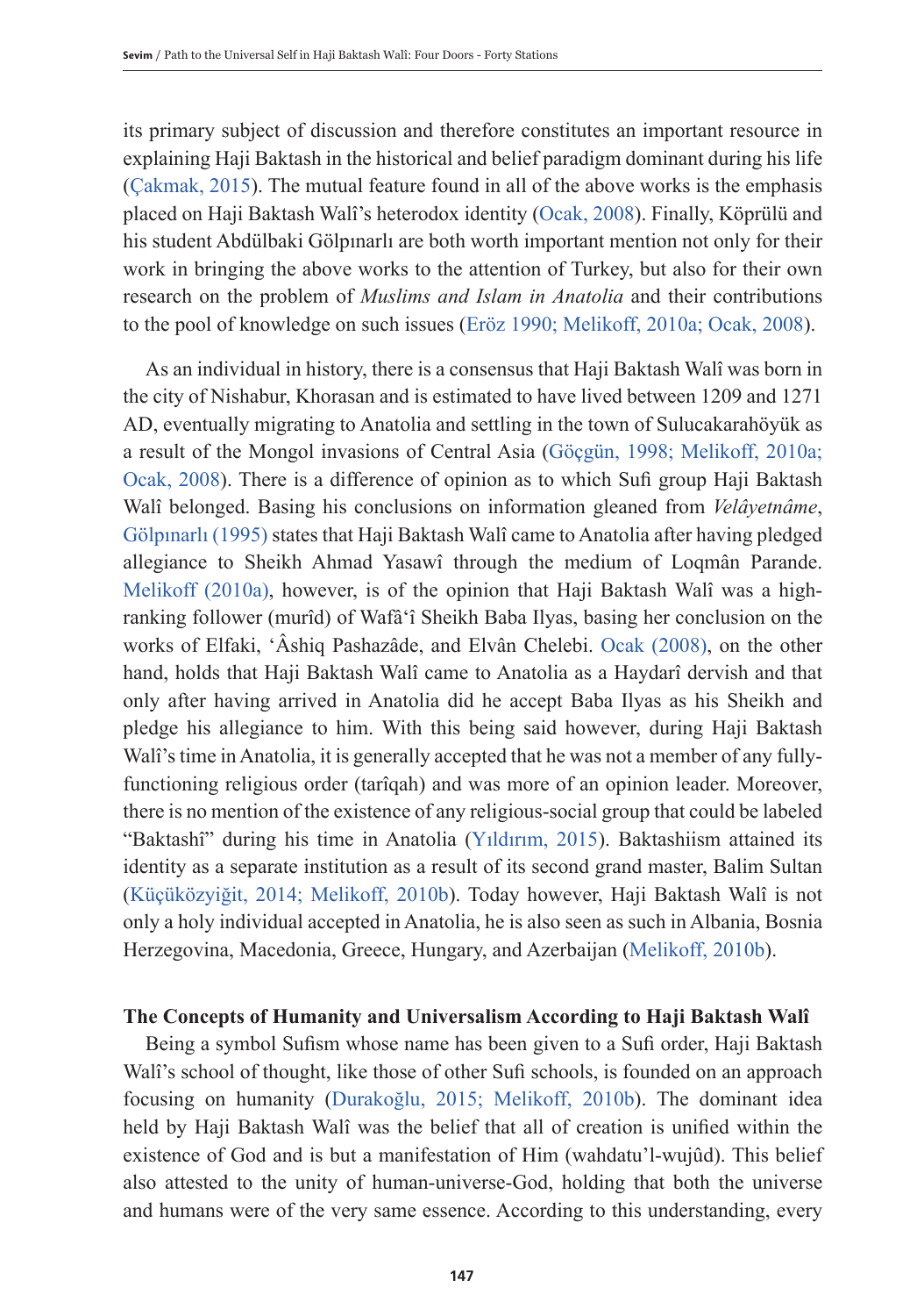its primary subject of discussion and therefore constitutes an important resource in explaining Haji Baktash in the historical and belief paradigm dominant during his life (Çakmak, 2015). The mutual feature found in all of the above works is the emphasis placed on Haji Baktash Walî's heterodox identity (Ocak, 2008). Finally, Köprülü and his student Abdülbaki Gölpınarlı are both worth important mention not only for their work in bringing the above works to the attention of Turkey, but also for their own research on the problem of *Muslims and Islam in Anatolia* and their contributions to the pool of knowledge on such issues (Eröz 1990; Melikoff, 2010a; Ocak, 2008).

As an individual in history, there is a consensus that Haji Baktash Walî was born in the city of Nishabur, Khorasan and is estimated to have lived between 1209 and 1271 AD, eventually migrating to Anatolia and settling in the town of Sulucakarahöyük as a result of the Mongol invasions of Central Asia (Göçgün, 1998; Melikoff, 2010a; Ocak, 2008). There is a difference of opinion as to which Sufi group Haji Baktash Walî belonged. Basing his conclusions on information gleaned from *Velâyetnâme*, Gölpınarlı (1995) states that Haji Baktash Walî came to Anatolia after having pledged allegiance to Sheikh Ahmad Yasawî through the medium of Loqmân Parande. Melikoff (2010a), however, is of the opinion that Haji Baktash Walî was a high-ranking follower (murîd) of Wafâ'î Sheikh Baba Ilyas, basing her conclusion on the works of Elfaki, 'Âshiq Pashazâde, and Elvân Chelebi. Ocak (2008), on the other hand, holds that Haji Baktash Walî came to Anatolia as a Haydarî dervish and that only after having arrived in Anatolia did he accept Baba Ilyas as his Sheikh and pledge his allegiance to him. With this being said however, during Haji Baktash Walî's time in Anatolia, it is generally accepted that he was not a member of any fully-functioning religious order (tarîqah) and was more of an opinion leader. Moreover, there is no mention of the existence of any religious-social group that could be labeled "Baktashî" during his time in Anatolia (Yıldırım, 2015). Baktashiism attained its identity as a separate institution as a result of its second grand master, Balim Sultan (Küçüközyiğit, 2014; Melikoff, 2010b). Today however, Haji Baktash Walî is not only a holy individual accepted in Anatolia, he is also seen as such in Albania, Bosnia Herzegovina, Macedonia, Greece, Hungary, and Azerbaijan (Melikoff, 2010b).

## The Concepts of Humanity and Universalism According to Haji Baktash Walî

Being a symbol Sufism whose name has been given to a Sufi order, Haji Baktash Walî's school of thought, like those of other Sufi schools, is founded on an approach focusing on humanity (Durakoğlu, 2015; Melikoff, 2010b). The dominant idea held by Haji Baktash Walî was the belief that all of creation is unified within the existence of God and is but a manifestation of Him (wahdatu'l-wujûd). This belief also attested to the unity of human-universe-God, holding that both the universe and humans were of the very same essence. According to this understanding, every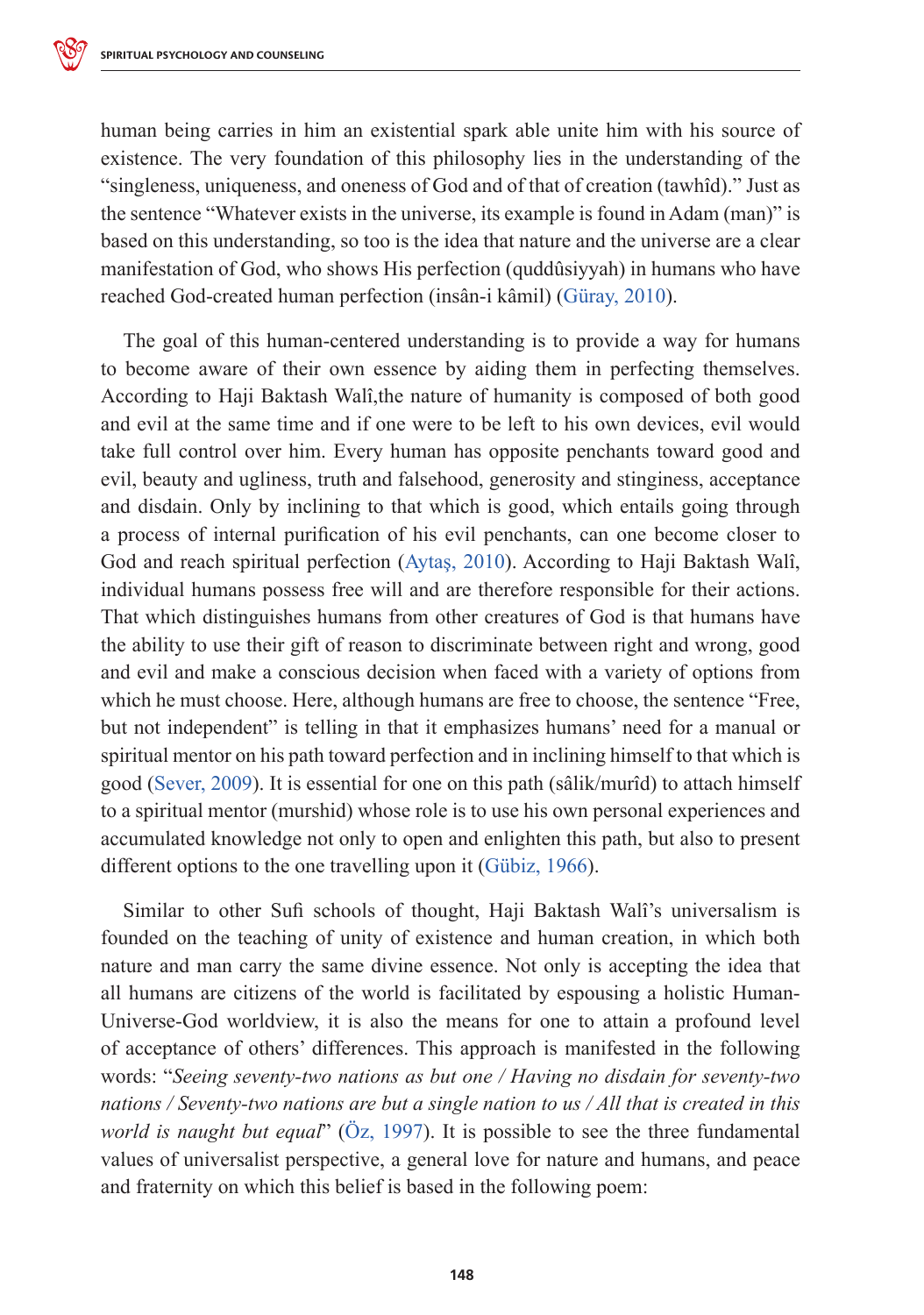human being carries in him an existential spark able unite him with his source of existence. The very foundation of this philosophy lies in the understanding of the "singleness, uniqueness, and oneness of God and of that of creation (tawhîd)." Just as the sentence "Whatever exists in the universe, its example is found in Adam (man)" is based on this understanding, so too is the idea that nature and the universe are a clear manifestation of God, who shows His perfection (quddûsiyyah) in humans who have reached God-created human perfection (insân-i kâmil) (Güray, 2010).

The goal of this human-centered understanding is to provide a way for humans to become aware of their own essence by aiding them in perfecting themselves. According to Haji Baktash Walî,the nature of humanity is composed of both good and evil at the same time and if one were to be left to his own devices, evil would take full control over him. Every human has opposite penchants toward good and evil, beauty and ugliness, truth and falsehood, generosity and stinginess, acceptance and disdain. Only by inclining to that which is good, which entails going through a process of internal purification of his evil penchants, can one become closer to God and reach spiritual perfection (Aytaş, 2010). According to Haji Baktash Walî, individual humans possess free will and are therefore responsible for their actions. That which distinguishes humans from other creatures of God is that humans have the ability to use their gift of reason to discriminate between right and wrong, good and evil and make a conscious decision when faced with a variety of options from which he must choose. Here, although humans are free to choose, the sentence "Free, but not independent" is telling in that it emphasizes humans' need for a manual or spiritual mentor on his path toward perfection and in inclining himself to that which is good (Sever, 2009). It is essential for one on this path (sâlik/murîd) to attach himself to a spiritual mentor (murshid) whose role is to use his own personal experiences and accumulated knowledge not only to open and enlighten this path, but also to present different options to the one travelling upon it (Gübiz, 1966).

Similar to other Sufi schools of thought, Haji Baktash Walî's universalism is founded on the teaching of unity of existence and human creation, in which both nature and man carry the same divine essence. Not only is accepting the idea that all humans are citizens of the world is facilitated by espousing a holistic Human-Universe-God worldview, it is also the means for one to attain a profound level of acceptance of others' differences. This approach is manifested in the following words: "*Seeing seventy-two nations as but one / Having no disdain for seventy-two nations / Seventy-two nations are but a single nation to us / All that is created in this world is naught but equal*" (Öz, 1997). It is possible to see the three fundamental values of universalist perspective, a general love for nature and humans, and peace and fraternity on which this belief is based in the following poem: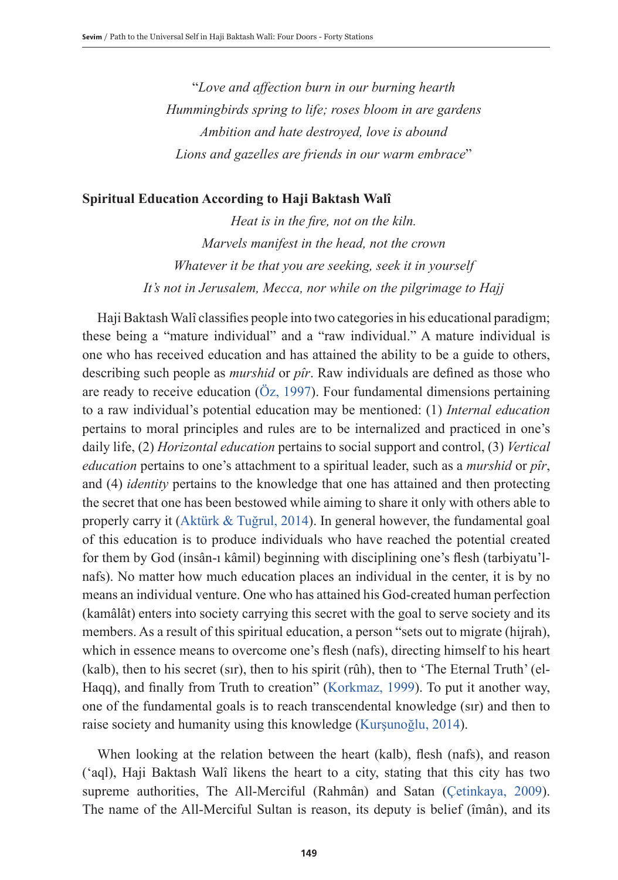"*Love and affection burn in our burning hearth*
*Hummingbirds spring to life; roses bloom in are gardens*
*Ambition and hate destroyed, love is abound*
*Lions and gazelles are friends in our warm embrace*"

## Spiritual Education According to Haji Baktash Walî

*Heat is in the fire, not on the kiln.*
*Marvels manifest in the head, not the crown*
*Whatever it be that you are seeking, seek it in yourself*
*It's not in Jerusalem, Mecca, nor while on the pilgrimage to Hajj*

Haji Baktash Walî classifies people into two categories in his educational paradigm; these being a "mature individual" and a "raw individual." A mature individual is one who has received education and has attained the ability to be a guide to others, describing such people as *murshid* or *pîr*. Raw individuals are defined as those who are ready to receive education (Öz, 1997). Four fundamental dimensions pertaining to a raw individual's potential education may be mentioned: (1) *Internal education* pertains to moral principles and rules are to be internalized and practiced in one's daily life, (2) *Horizontal education* pertains to social support and control, (3) *Vertical education* pertains to one's attachment to a spiritual leader, such as a *murshid* or *pîr*, and (4) *identity* pertains to the knowledge that one has attained and then protecting the secret that one has been bestowed while aiming to share it only with others able to properly carry it (Aktürk & Tuğrul, 2014). In general however, the fundamental goal of this education is to produce individuals who have reached the potential created for them by God (insân-ı kâmil) beginning with disciplining one's flesh (tarbiyatu'l-nafs). No matter how much education places an individual in the center, it is by no means an individual venture. One who has attained his God-created human perfection (kamâlât) enters into society carrying this secret with the goal to serve society and its members. As a result of this spiritual education, a person "sets out to migrate (hijrah), which in essence means to overcome one's flesh (nafs), directing himself to his heart (kalb), then to his secret (sır), then to his spirit (rûh), then to 'The Eternal Truth' (el-Haqq), and finally from Truth to creation" (Korkmaz, 1999). To put it another way, one of the fundamental goals is to reach transcendental knowledge (sır) and then to raise society and humanity using this knowledge (Kurşunoğlu, 2014).

When looking at the relation between the heart (kalb), flesh (nafs), and reason ('aql), Haji Baktash Walî likens the heart to a city, stating that this city has two supreme authorities, The All-Merciful (Rahmân) and Satan (Çetinkaya, 2009). The name of the All-Merciful Sultan is reason, its deputy is belief (îmân), and its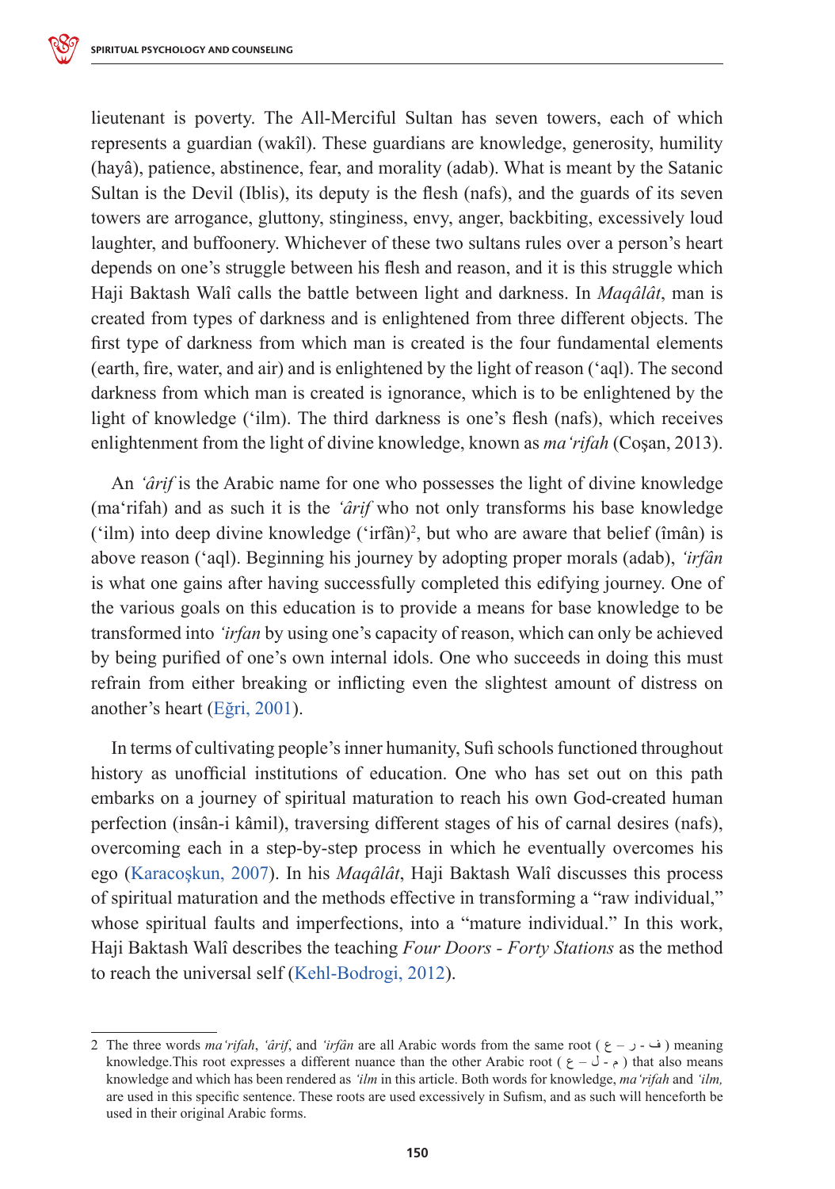lieutenant is poverty. The All-Merciful Sultan has seven towers, each of which represents a guardian (wakîl). These guardians are knowledge, generosity, humility (hayâ), patience, abstinence, fear, and morality (adab). What is meant by the Satanic Sultan is the Devil (Iblis), its deputy is the flesh (nafs), and the guards of its seven towers are arrogance, gluttony, stinginess, envy, anger, backbiting, excessively loud laughter, and buffoonery. Whichever of these two sultans rules over a person's heart depends on one's struggle between his flesh and reason, and it is this struggle which Haji Baktash Walî calls the battle between light and darkness. In *Maqâlât*, man is created from types of darkness and is enlightened from three different objects. The first type of darkness from which man is created is the four fundamental elements (earth, fire, water, and air) and is enlightened by the light of reason ('aql). The second darkness from which man is created is ignorance, which is to be enlightened by the light of knowledge ('ilm). The third darkness is one's flesh (nafs), which receives enlightenment from the light of divine knowledge, known as *ma'rifah* (Coşan, 2013).

An *'ârif* is the Arabic name for one who possesses the light of divine knowledge (ma'rifah) and as such it is the *'ârif* who not only transforms his base knowledge ('ilm) into deep divine knowledge ('irfân)[2], but who are aware that belief (îmân) is above reason ('aql). Beginning his journey by adopting proper morals (adab), *'irfân* is what one gains after having successfully completed this edifying journey. One of the various goals on this education is to provide a means for base knowledge to be transformed into *'irfan* by using one's capacity of reason, which can only be achieved by being purified of one's own internal idols. One who succeeds in doing this must refrain from either breaking or inflicting even the slightest amount of distress on another's heart (Eğri, 2001).

In terms of cultivating people's inner humanity, Sufi schools functioned throughout history as unofficial institutions of education. One who has set out on this path embarks on a journey of spiritual maturation to reach his own God-created human perfection (insân-i kâmil), traversing different stages of his of carnal desires (nafs), overcoming each in a step-by-step process in which he eventually overcomes his ego (Karacoşkun, 2007). In his *Maqâlât*, Haji Baktash Walî discusses this process of spiritual maturation and the methods effective in transforming a "raw individual," whose spiritual faults and imperfections, into a "mature individual." In this work, Haji Baktash Walî describes the teaching *Four Doors - Forty Stations* as the method to reach the universal self (Kehl-Bodrogi, 2012).

---

2 The three words *ma'rifah*, *'ârif*, and *'irfân* are all Arabic words from the same root ( ع – ر - ف ) meaning knowledge.This root expresses a different nuance than the other Arabic root ( ع – ل - م ) that also means knowledge and which has been rendered as *'ilm* in this article. Both words for knowledge, *ma'rifah* and *'ilm,* are used in this specific sentence. These roots are used excessively in Sufism, and as such will henceforth be used in their original Arabic forms.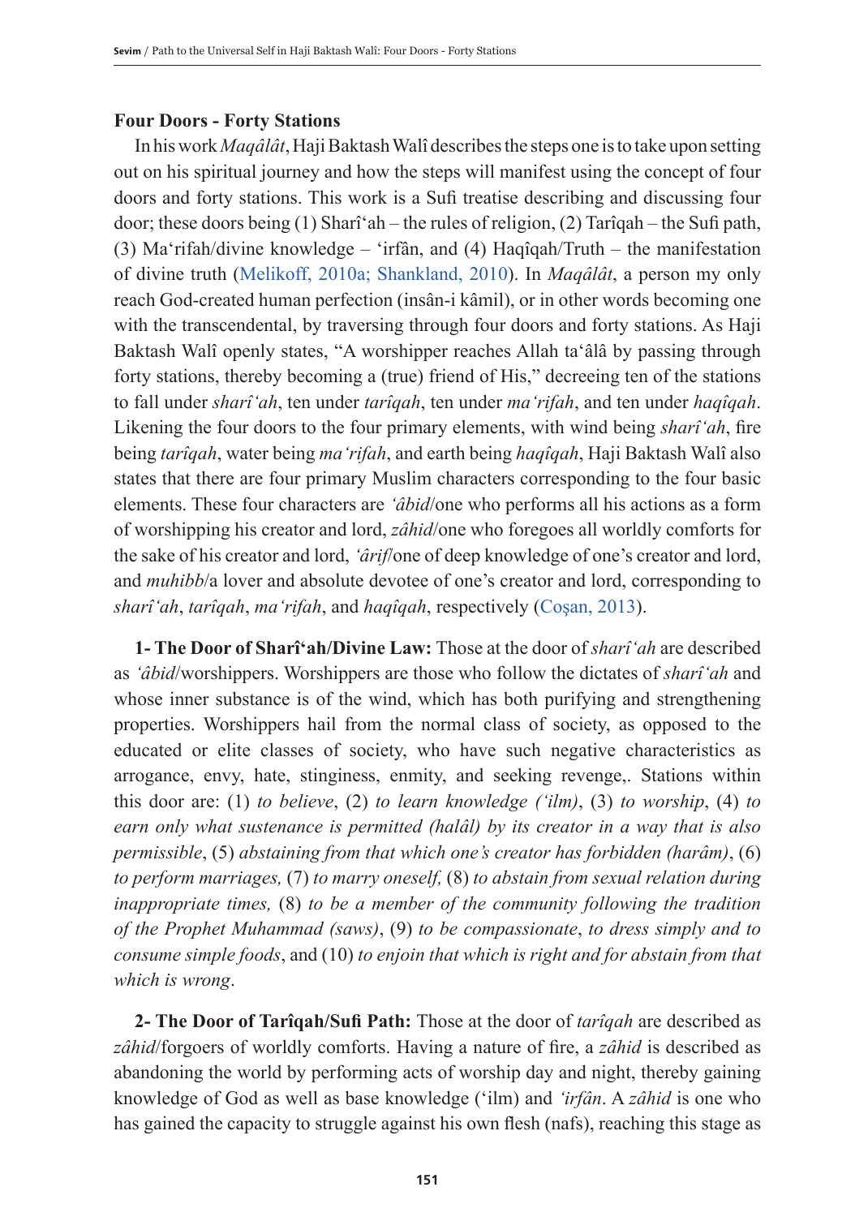## Four Doors - Forty Stations

In his work *Maqâlât*, Haji Baktash Walî describes the steps one is to take upon setting out on his spiritual journey and how the steps will manifest using the concept of four doors and forty stations. This work is a Sufi treatise describing and discussing four door; these doors being (1) Sharî'ah – the rules of religion, (2) Tarîqah – the Sufi path, (3) Ma'rifah/divine knowledge – 'irfân, and (4) Haqîqah/Truth – the manifestation of divine truth (Melikoff, 2010a; Shankland, 2010). In *Maqâlât*, a person my only reach God-created human perfection (insân-i kâmil), or in other words becoming one with the transcendental, by traversing through four doors and forty stations. As Haji Baktash Walî openly states, "A worshipper reaches Allah ta'âlâ by passing through forty stations, thereby becoming a (true) friend of His," decreeing ten of the stations to fall under *sharî'ah*, ten under *tarîqah*, ten under *ma'rifah*, and ten under *haqîqah*. Likening the four doors to the four primary elements, with wind being *sharî'ah*, fire being *tarîqah*, water being *ma'rifah*, and earth being *haqîqah*, Haji Baktash Walî also states that there are four primary Muslim characters corresponding to the four basic elements. These four characters are *'âbid*/one who performs all his actions as a form of worshipping his creator and lord, *zâhid*/one who foregoes all worldly comforts for the sake of his creator and lord, *'ârif*/one of deep knowledge of one's creator and lord, and *muhibb*/a lover and absolute devotee of one's creator and lord, corresponding to *sharî'ah*, *tarîqah*, *ma'rifah*, and *haqîqah*, respectively (Coşan, 2013).

**1- The Door of Sharî'ah/Divine Law:** Those at the door of *sharî'ah* are described as *'âbid*/worshippers. Worshippers are those who follow the dictates of *sharî'ah* and whose inner substance is of the wind, which has both purifying and strengthening properties. Worshippers hail from the normal class of society, as opposed to the educated or elite classes of society, who have such negative characteristics as arrogance, envy, hate, stinginess, enmity, and seeking revenge,. Stations within this door are: (1) *to believe*, (2) *to learn knowledge ('ilm)*, (3) *to worship*, (4) *to earn only what sustenance is permitted (halâl) by its creator in a way that is also permissible*, (5) *abstaining from that which one's creator has forbidden (harâm)*, (6) *to perform marriages,* (7) *to marry oneself,* (8) *to abstain from sexual relation during inappropriate times,* (8) *to be a member of the community following the tradition of the Prophet Muhammad (saws)*, (9) *to be compassionate*, *to dress simply and to consume simple foods*, and (10) *to enjoin that which is right and for abstain from that which is wrong*.

**2- The Door of Tarîqah/Sufi Path:** Those at the door of *tarîqah* are described as *zâhid*/forgoers of worldly comforts. Having a nature of fire, a *zâhid* is described as abandoning the world by performing acts of worship day and night, thereby gaining knowledge of God as well as base knowledge ('ilm) and *'irfân*. A *zâhid* is one who has gained the capacity to struggle against his own flesh (nafs), reaching this stage as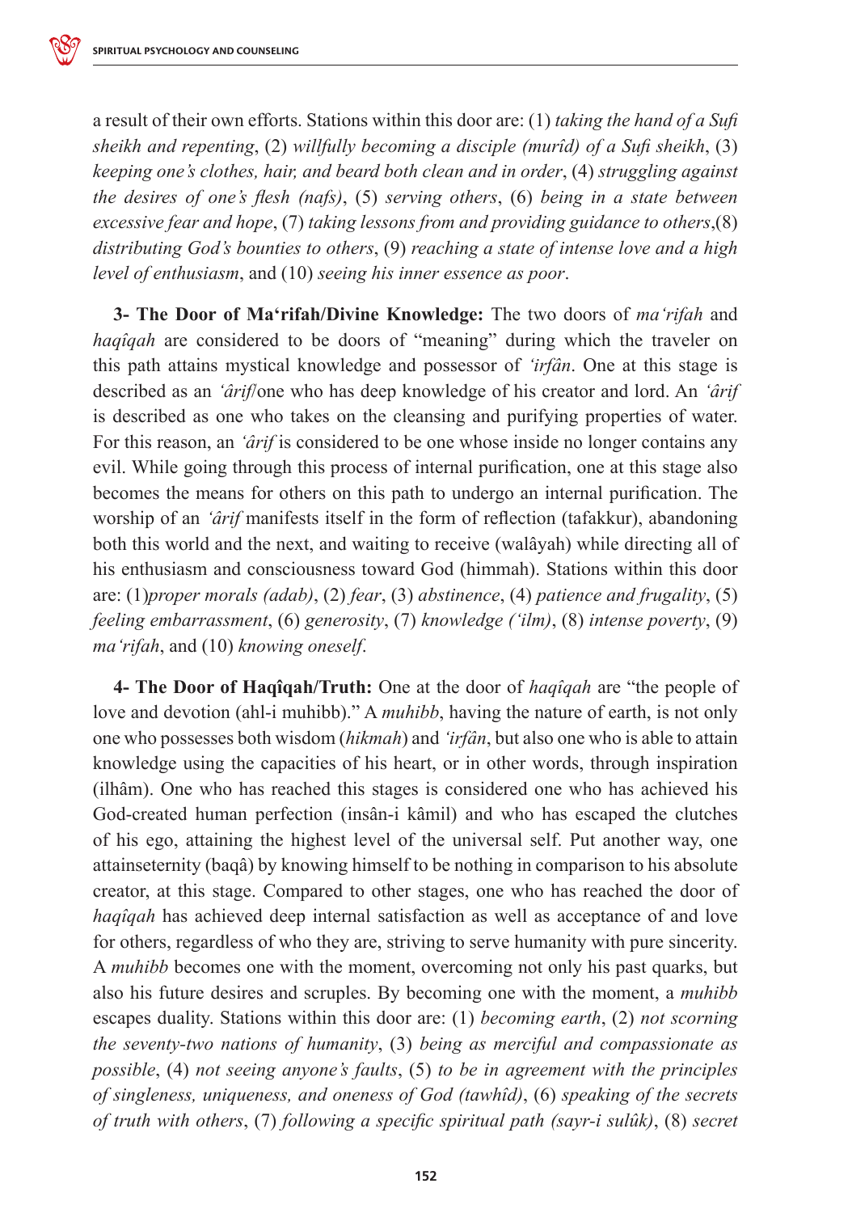a result of their own efforts. Stations within this door are: (1) *taking the hand of a Sufi sheikh and repenting*, (2) *willfully becoming a disciple (murîd) of a Sufi sheikh*, (3) *keeping one's clothes, hair, and beard both clean and in order*, (4) *struggling against the desires of one's flesh (nafs)*, (5) *serving others*, (6) *being in a state between excessive fear and hope*, (7) *taking lessons from and providing guidance to others*,(8) *distributing God's bounties to others*, (9) *reaching a state of intense love and a high level of enthusiasm*, and (10) *seeing his inner essence as poor*.

**3- The Door of Ma'rifah/Divine Knowledge:** The two doors of *ma'rifah* and *haqîqah* are considered to be doors of "meaning" during which the traveler on this path attains mystical knowledge and possessor of *'irfân*. One at this stage is described as an *'ârif*/one who has deep knowledge of his creator and lord. An *'ârif* is described as one who takes on the cleansing and purifying properties of water. For this reason, an *'ârif* is considered to be one whose inside no longer contains any evil. While going through this process of internal purification, one at this stage also becomes the means for others on this path to undergo an internal purification. The worship of an *'ârif* manifests itself in the form of reflection (tafakkur), abandoning both this world and the next, and waiting to receive (walâyah) while directing all of his enthusiasm and consciousness toward God (himmah). Stations within this door are: (1)*proper morals (adab)*, (2) *fear*, (3) *abstinence*, (4) *patience and frugality*, (5) *feeling embarrassment*, (6) *generosity*, (7) *knowledge ('ilm)*, (8) *intense poverty*, (9) *ma'rifah*, and (10) *knowing oneself*.

**4- The Door of Haqîqah/Truth:** One at the door of *haqîqah* are "the people of love and devotion (ahl-i muhibb)." A *muhibb*, having the nature of earth, is not only one who possesses both wisdom (*hikmah*) and *'irfân*, but also one who is able to attain knowledge using the capacities of his heart, or in other words, through inspiration (ilhâm). One who has reached this stages is considered one who has achieved his God-created human perfection (insân-i kâmil) and who has escaped the clutches of his ego, attaining the highest level of the universal self. Put another way, one attainseternity (baqâ) by knowing himself to be nothing in comparison to his absolute creator, at this stage. Compared to other stages, one who has reached the door of *haqîqah* has achieved deep internal satisfaction as well as acceptance of and love for others, regardless of who they are, striving to serve humanity with pure sincerity. A *muhibb* becomes one with the moment, overcoming not only his past quarks, but also his future desires and scruples. By becoming one with the moment, a *muhibb* escapes duality. Stations within this door are: (1) *becoming earth*, (2) *not scorning the seventy-two nations of humanity*, (3) *being as merciful and compassionate as possible*, (4) *not seeing anyone's faults*, (5) *to be in agreement with the principles of singleness, uniqueness, and oneness of God (tawhîd)*, (6) *speaking of the secrets of truth with others*, (7) *following a specific spiritual path (sayr-i sulûk)*, (8) *secret*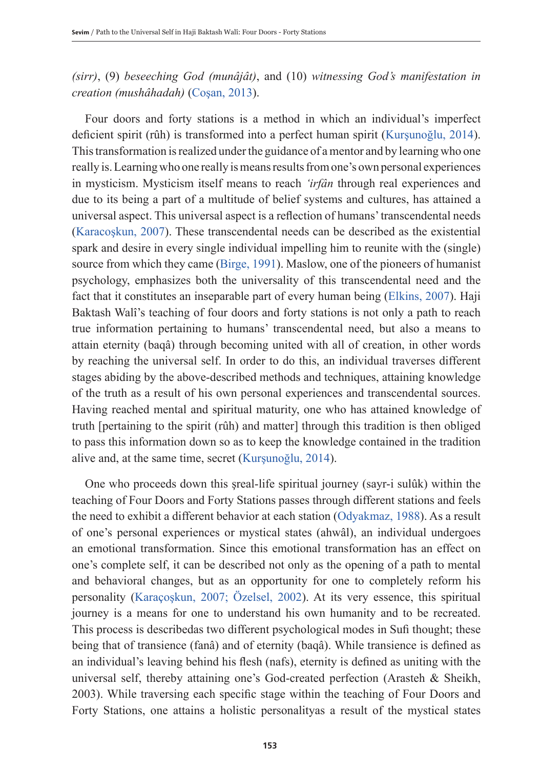*(sirr)*, (9) *beseeching God (munâjât)*, and (10) *witnessing God's manifestation in creation (mushâhadah)* (Coşan, 2013).

Four doors and forty stations is a method in which an individual's imperfect deficient spirit (rûh) is transformed into a perfect human spirit (Kurşunoğlu, 2014). This transformation is realized under the guidance of a mentor and by learning who one really is. Learning who one really is means results from one's own personal experiences in mysticism. Mysticism itself means to reach *'irfân* through real experiences and due to its being a part of a multitude of belief systems and cultures, has attained a universal aspect. This universal aspect is a reflection of humans' transcendental needs (Karacoşkun, 2007). These transcendental needs can be described as the existential spark and desire in every single individual impelling him to reunite with the (single) source from which they came (Birge, 1991). Maslow, one of the pioneers of humanist psychology, emphasizes both the universality of this transcendental need and the fact that it constitutes an inseparable part of every human being (Elkins, 2007). Haji Baktash Walî's teaching of four doors and forty stations is not only a path to reach true information pertaining to humans' transcendental need, but also a means to attain eternity (baqâ) through becoming united with all of creation, in other words by reaching the universal self. In order to do this, an individual traverses different stages abiding by the above-described methods and techniques, attaining knowledge of the truth as a result of his own personal experiences and transcendental sources. Having reached mental and spiritual maturity, one who has attained knowledge of truth [pertaining to the spirit (rûh) and matter] through this tradition is then obliged to pass this information down so as to keep the knowledge contained in the tradition alive and, at the same time, secret (Kurşunoğlu, 2014).

One who proceeds down this şreal-life spiritual journey (sayr-i sulûk) within the teaching of Four Doors and Forty Stations passes through different stations and feels the need to exhibit a different behavior at each station (Odyakmaz, 1988). As a result of one's personal experiences or mystical states (ahwâl), an individual undergoes an emotional transformation. Since this emotional transformation has an effect on one's complete self, it can be described not only as the opening of a path to mental and behavioral changes, but as an opportunity for one to completely reform his personality (Karaçoşkun, 2007; Özelsel, 2002). At its very essence, this spiritual journey is a means for one to understand his own humanity and to be recreated. This process is describedas two different psychological modes in Sufi thought; these being that of transience (fanâ) and of eternity (baqâ). While transience is defined as an individual's leaving behind his flesh (nafs), eternity is defined as uniting with the universal self, thereby attaining one's God-created perfection (Arasteh & Sheikh, 2003). While traversing each specific stage within the teaching of Four Doors and Forty Stations, one attains a holistic personalityas a result of the mystical states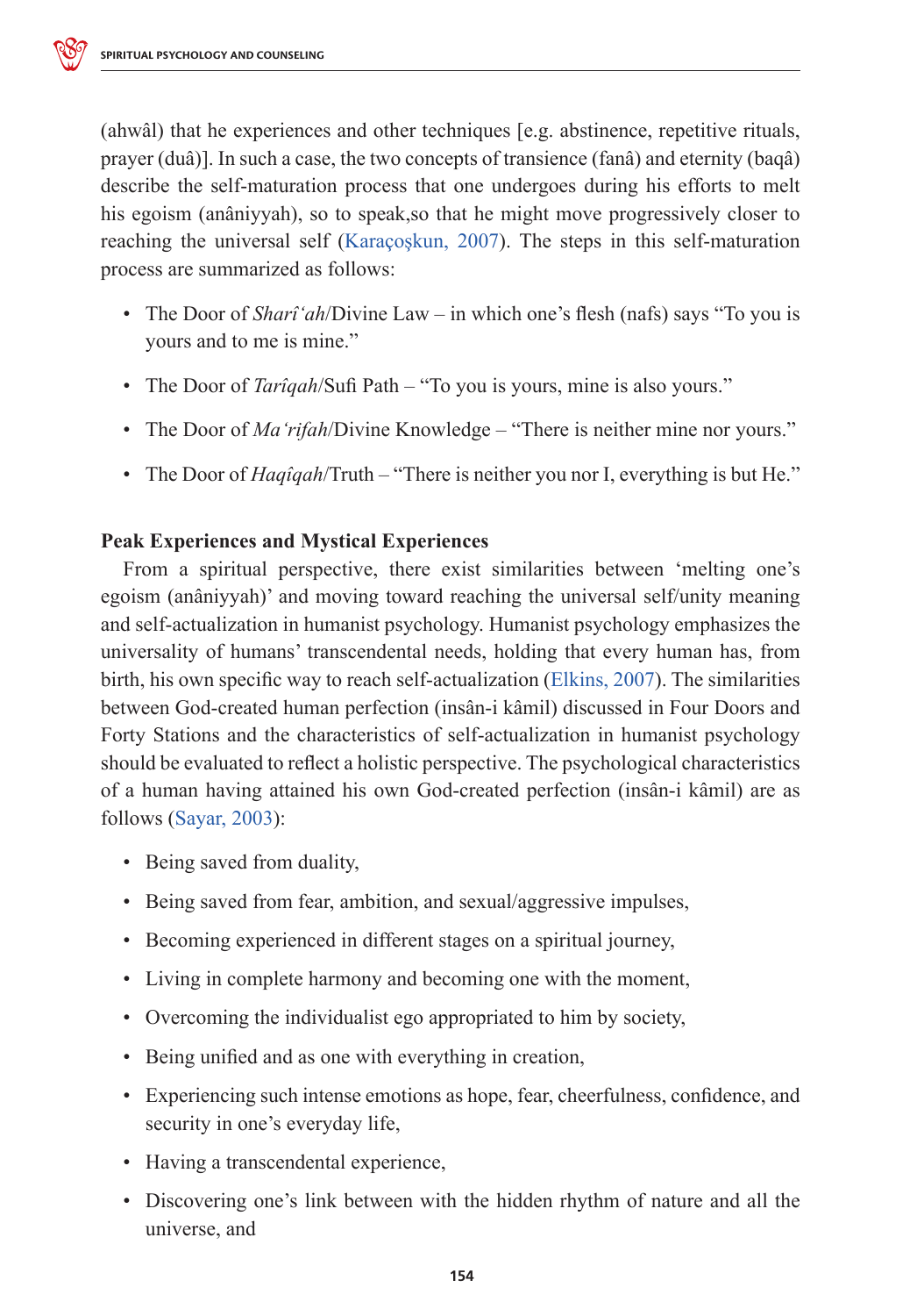(ahwâl) that he experiences and other techniques [e.g. abstinence, repetitive rituals, prayer (duâ)]. In such a case, the two concepts of transience (fanâ) and eternity (baqâ) describe the self-maturation process that one undergoes during his efforts to melt his egoism (anâniyyah), so to speak,so that he might move progressively closer to reaching the universal self (Karaçoşkun, 2007). The steps in this self-maturation process are summarized as follows:

- The Door of *Sharî'ah*/Divine Law – in which one's flesh (nafs) says "To you is yours and to me is mine."
- The Door of *Tarîqah*/Sufi Path – "To you is yours, mine is also yours."
- The Door of *Ma'rifah*/Divine Knowledge – "There is neither mine nor yours."
- The Door of *Haqîqah*/Truth – "There is neither you nor I, everything is but He."

### Peak Experiences and Mystical Experiences

From a spiritual perspective, there exist similarities between 'melting one's egoism (anâniyyah)' and moving toward reaching the universal self/unity meaning and self-actualization in humanist psychology. Humanist psychology emphasizes the universality of humans' transcendental needs, holding that every human has, from birth, his own specific way to reach self-actualization (Elkins, 2007). The similarities between God-created human perfection (insân-i kâmil) discussed in Four Doors and Forty Stations and the characteristics of self-actualization in humanist psychology should be evaluated to reflect a holistic perspective. The psychological characteristics of a human having attained his own God-created perfection (insân-i kâmil) are as follows (Sayar, 2003):

- Being saved from duality,
- Being saved from fear, ambition, and sexual/aggressive impulses,
- Becoming experienced in different stages on a spiritual journey,
- Living in complete harmony and becoming one with the moment,
- Overcoming the individualist ego appropriated to him by society,
- Being unified and as one with everything in creation,
- Experiencing such intense emotions as hope, fear, cheerfulness, confidence, and security in one's everyday life,
- Having a transcendental experience,
- Discovering one's link between with the hidden rhythm of nature and all the universe, and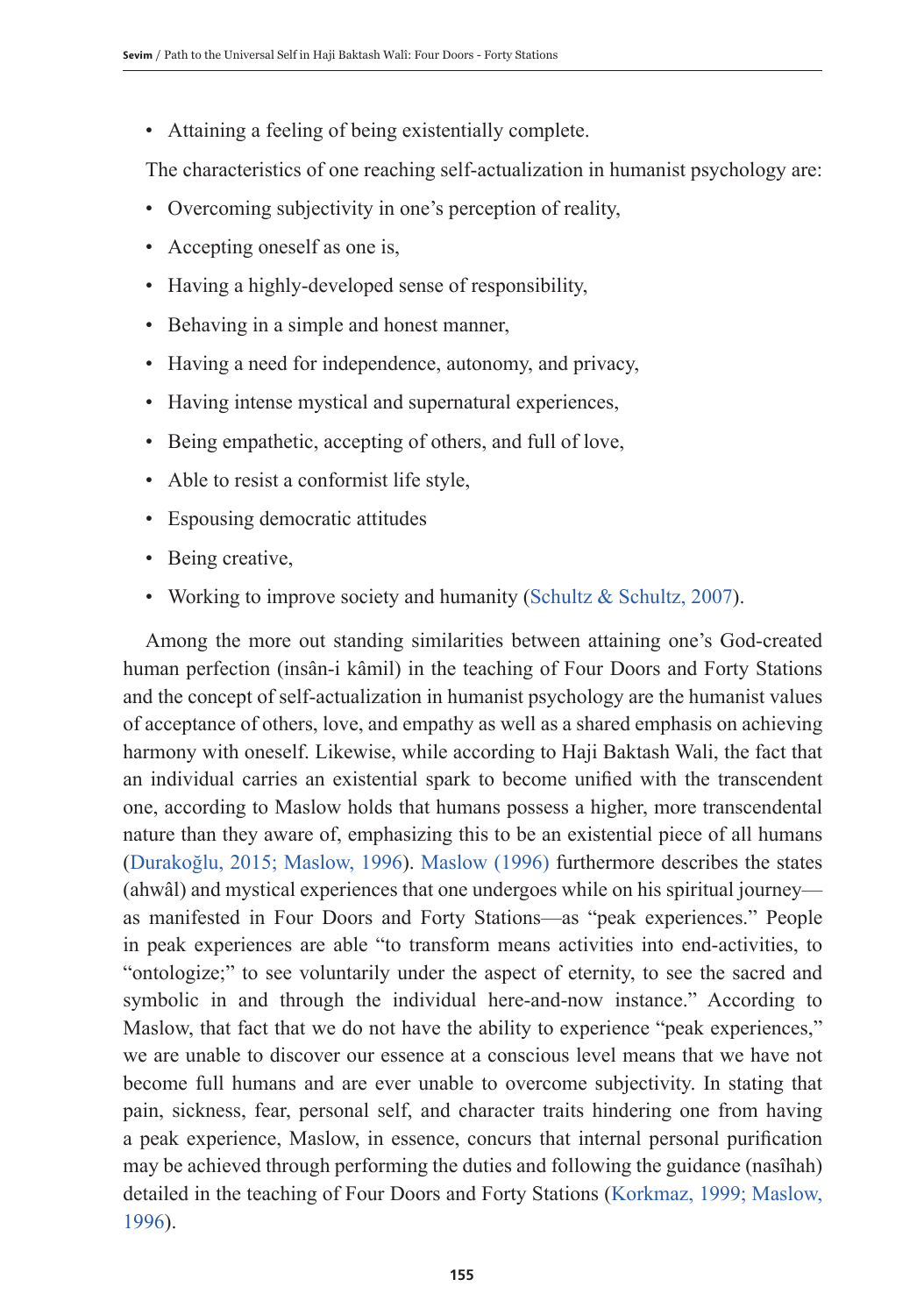- Attaining a feeling of being existentially complete.

The characteristics of one reaching self-actualization in humanist psychology are:

- Overcoming subjectivity in one's perception of reality,
- Accepting oneself as one is,
- Having a highly-developed sense of responsibility,
- Behaving in a simple and honest manner,
- Having a need for independence, autonomy, and privacy,
- Having intense mystical and supernatural experiences,
- Being empathetic, accepting of others, and full of love,
- Able to resist a conformist life style,
- Espousing democratic attitudes
- Being creative,
- Working to improve society and humanity (Schultz & Schultz, 2007).

Among the more out standing similarities between attaining one's God-created human perfection (insân-i kâmil) in the teaching of Four Doors and Forty Stations and the concept of self-actualization in humanist psychology are the humanist values of acceptance of others, love, and empathy as well as a shared emphasis on achieving harmony with oneself. Likewise, while according to Haji Baktash Wali, the fact that an individual carries an existential spark to become unified with the transcendent one, according to Maslow holds that humans possess a higher, more transcendental nature than they aware of, emphasizing this to be an existential piece of all humans (Durakoğlu, 2015; Maslow, 1996). Maslow (1996) furthermore describes the states (ahwâl) and mystical experiences that one undergoes while on his spiritual journey—as manifested in Four Doors and Forty Stations—as "peak experiences." People in peak experiences are able "to transform means activities into end-activities, to "ontologize;" to see voluntarily under the aspect of eternity, to see the sacred and symbolic in and through the individual here-and-now instance." According to Maslow, that fact that we do not have the ability to experience "peak experiences," we are unable to discover our essence at a conscious level means that we have not become full humans and are ever unable to overcome subjectivity. In stating that pain, sickness, fear, personal self, and character traits hindering one from having a peak experience, Maslow, in essence, concurs that internal personal purification may be achieved through performing the duties and following the guidance (nasîhah) detailed in the teaching of Four Doors and Forty Stations (Korkmaz, 1999; Maslow, 1996).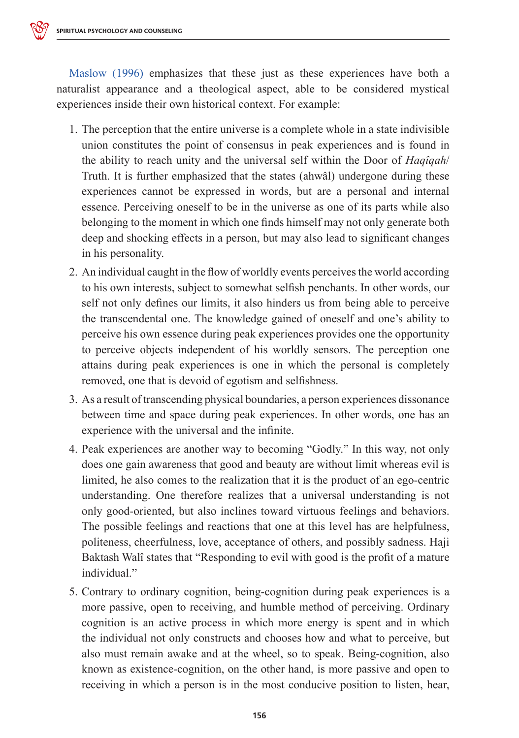Maslow (1996) emphasizes that these just as these experiences have both a naturalist appearance and a theological aspect, able to be considered mystical experiences inside their own historical context. For example:

1. The perception that the entire universe is a complete whole in a state indivisible union constitutes the point of consensus in peak experiences and is found in the ability to reach unity and the universal self within the Door of *Haqîqah*/ Truth. It is further emphasized that the states (ahwâl) undergone during these experiences cannot be expressed in words, but are a personal and internal essence. Perceiving oneself to be in the universe as one of its parts while also belonging to the moment in which one finds himself may not only generate both deep and shocking effects in a person, but may also lead to significant changes in his personality.
2. An individual caught in the flow of worldly events perceives the world according to his own interests, subject to somewhat selfish penchants. In other words, our self not only defines our limits, it also hinders us from being able to perceive the transcendental one. The knowledge gained of oneself and one's ability to perceive his own essence during peak experiences provides one the opportunity to perceive objects independent of his worldly sensors. The perception one attains during peak experiences is one in which the personal is completely removed, one that is devoid of egotism and selfishness.
3. As a result of transcending physical boundaries, a person experiences dissonance between time and space during peak experiences. In other words, one has an experience with the universal and the infinite.
4. Peak experiences are another way to becoming "Godly." In this way, not only does one gain awareness that good and beauty are without limit whereas evil is limited, he also comes to the realization that it is the product of an ego-centric understanding. One therefore realizes that a universal understanding is not only good-oriented, but also inclines toward virtuous feelings and behaviors. The possible feelings and reactions that one at this level has are helpfulness, politeness, cheerfulness, love, acceptance of others, and possibly sadness. Haji Baktash Walî states that "Responding to evil with good is the profit of a mature individual."
5. Contrary to ordinary cognition, being-cognition during peak experiences is a more passive, open to receiving, and humble method of perceiving. Ordinary cognition is an active process in which more energy is spent and in which the individual not only constructs and chooses how and what to perceive, but also must remain awake and at the wheel, so to speak. Being-cognition, also known as existence-cognition, on the other hand, is more passive and open to receiving in which a person is in the most conducive position to listen, hear,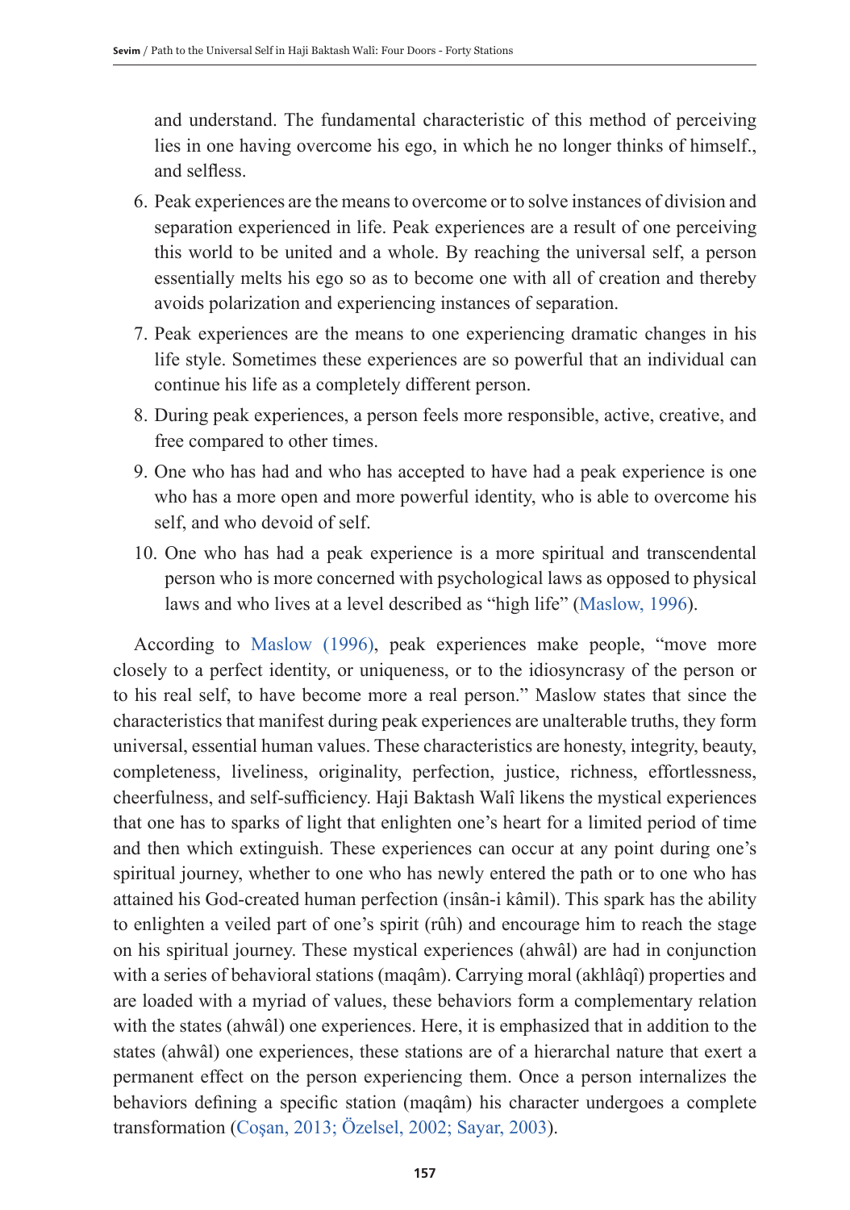and understand. The fundamental characteristic of this method of perceiving lies in one having overcome his ego, in which he no longer thinks of himself., and selfless.

6. Peak experiences are the means to overcome or to solve instances of division and separation experienced in life. Peak experiences are a result of one perceiving this world to be united and a whole. By reaching the universal self, a person essentially melts his ego so as to become one with all of creation and thereby avoids polarization and experiencing instances of separation.
7. Peak experiences are the means to one experiencing dramatic changes in his life style. Sometimes these experiences are so powerful that an individual can continue his life as a completely different person.
8. During peak experiences, a person feels more responsible, active, creative, and free compared to other times.
9. One who has had and who has accepted to have had a peak experience is one who has a more open and more powerful identity, who is able to overcome his self, and who devoid of self.
10. One who has had a peak experience is a more spiritual and transcendental person who is more concerned with psychological laws as opposed to physical laws and who lives at a level described as "high life" (Maslow, 1996).

According to Maslow (1996), peak experiences make people, "move more closely to a perfect identity, or uniqueness, or to the idiosyncrasy of the person or to his real self, to have become more a real person." Maslow states that since the characteristics that manifest during peak experiences are unalterable truths, they form universal, essential human values. These characteristics are honesty, integrity, beauty, completeness, liveliness, originality, perfection, justice, richness, effortlessness, cheerfulness, and self-sufficiency. Haji Baktash Walî likens the mystical experiences that one has to sparks of light that enlighten one's heart for a limited period of time and then which extinguish. These experiences can occur at any point during one's spiritual journey, whether to one who has newly entered the path or to one who has attained his God-created human perfection (insân-i kâmil). This spark has the ability to enlighten a veiled part of one's spirit (rûh) and encourage him to reach the stage on his spiritual journey. These mystical experiences (ahwâl) are had in conjunction with a series of behavioral stations (maqâm). Carrying moral (akhlâqî) properties and are loaded with a myriad of values, these behaviors form a complementary relation with the states (ahwâl) one experiences. Here, it is emphasized that in addition to the states (ahwâl) one experiences, these stations are of a hierarchal nature that exert a permanent effect on the person experiencing them. Once a person internalizes the behaviors defining a specific station (maqâm) his character undergoes a complete transformation (Coşan, 2013; Özelsel, 2002; Sayar, 2003).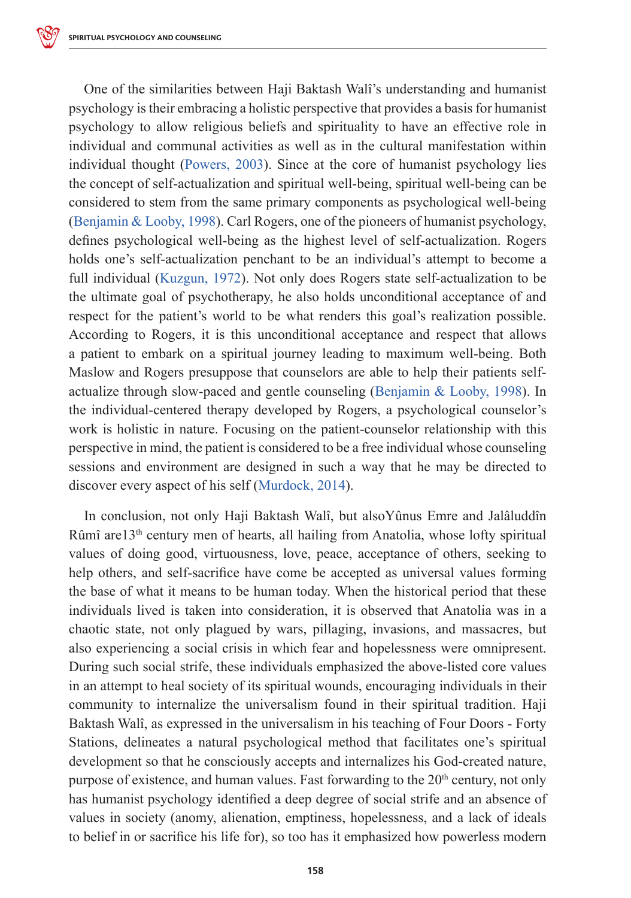One of the similarities between Haji Baktash Walî's understanding and humanist psychology is their embracing a holistic perspective that provides a basis for humanist psychology to allow religious beliefs and spirituality to have an effective role in individual and communal activities as well as in the cultural manifestation within individual thought (Powers, 2003). Since at the core of humanist psychology lies the concept of self-actualization and spiritual well-being, spiritual well-being can be considered to stem from the same primary components as psychological well-being (Benjamin & Looby, 1998). Carl Rogers, one of the pioneers of humanist psychology, defines psychological well-being as the highest level of self-actualization. Rogers holds one's self-actualization penchant to be an individual's attempt to become a full individual (Kuzgun, 1972). Not only does Rogers state self-actualization to be the ultimate goal of psychotherapy, he also holds unconditional acceptance of and respect for the patient's world to be what renders this goal's realization possible. According to Rogers, it is this unconditional acceptance and respect that allows a patient to embark on a spiritual journey leading to maximum well-being. Both Maslow and Rogers presuppose that counselors are able to help their patients self-actualize through slow-paced and gentle counseling (Benjamin & Looby, 1998). In the individual-centered therapy developed by Rogers, a psychological counselor's work is holistic in nature. Focusing on the patient-counselor relationship with this perspective in mind, the patient is considered to be a free individual whose counseling sessions and environment are designed in such a way that he may be directed to discover every aspect of his self (Murdock, 2014).

In conclusion, not only Haji Baktash Walî, but alsoYûnus Emre and Jalâluddîn Rûmî are13th century men of hearts, all hailing from Anatolia, whose lofty spiritual values of doing good, virtuousness, love, peace, acceptance of others, seeking to help others, and self-sacrifice have come be accepted as universal values forming the base of what it means to be human today. When the historical period that these individuals lived is taken into consideration, it is observed that Anatolia was in a chaotic state, not only plagued by wars, pillaging, invasions, and massacres, but also experiencing a social crisis in which fear and hopelessness were omnipresent. During such social strife, these individuals emphasized the above-listed core values in an attempt to heal society of its spiritual wounds, encouraging individuals in their community to internalize the universalism found in their spiritual tradition. Haji Baktash Walî, as expressed in the universalism in his teaching of Four Doors - Forty Stations, delineates a natural psychological method that facilitates one's spiritual development so that he consciously accepts and internalizes his God-created nature, purpose of existence, and human values. Fast forwarding to the 20th century, not only has humanist psychology identified a deep degree of social strife and an absence of values in society (anomy, alienation, emptiness, hopelessness, and a lack of ideals to belief in or sacrifice his life for), so too has it emphasized how powerless modern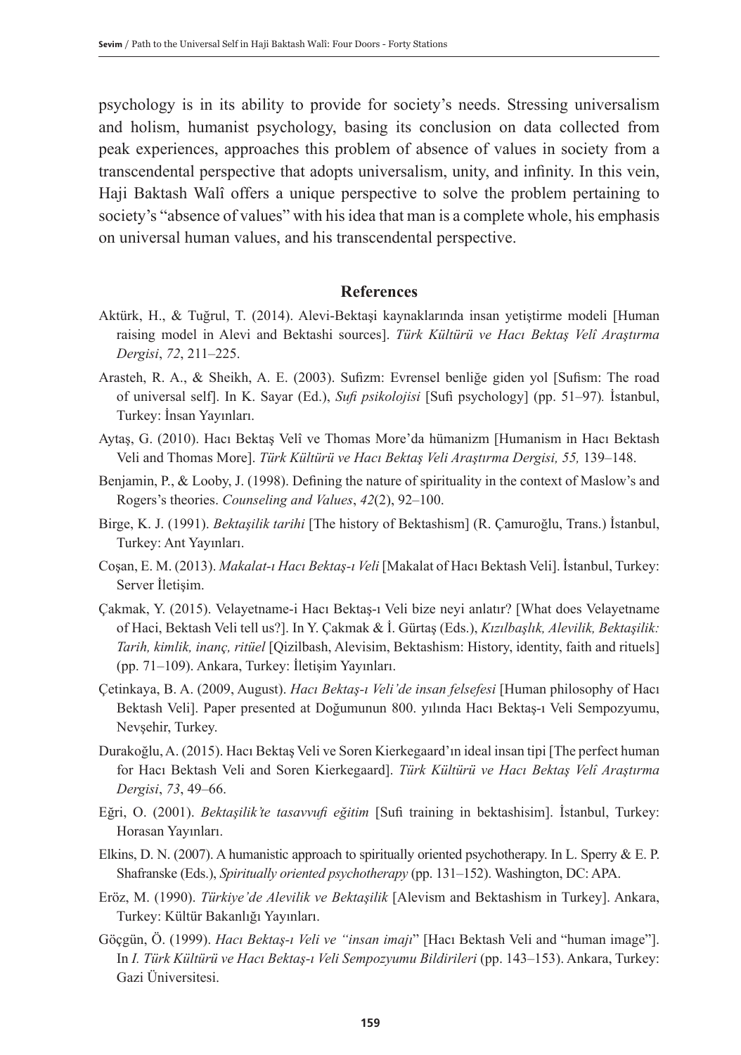psychology is in its ability to provide for society's needs. Stressing universalism and holism, humanist psychology, basing its conclusion on data collected from peak experiences, approaches this problem of absence of values in society from a transcendental perspective that adopts universalism, unity, and infinity. In this vein, Haji Baktash Walî offers a unique perspective to solve the problem pertaining to society's "absence of values" with his idea that man is a complete whole, his emphasis on universal human values, and his transcendental perspective.

## References

Aktürk, H., & Tuğrul, T. (2014). Alevi-Bektaşi kaynaklarında insan yetiştirme modeli [Human raising model in Alevi and Bektashi sources]. *Türk Kültürü ve Hacı Bektaş Velî Araştırma Dergisi*, *72*, 211–225.

Arasteh, R. A., & Sheikh, A. E. (2003). Sufizm: Evrensel benliğe giden yol [Sufism: The road of universal self]. In K. Sayar (Ed.), *Sufi psikolojisi* [Sufi psychology] (pp. 51–97). İstanbul, Turkey: İnsan Yayınları.

Aytaş, G. (2010). Hacı Bektaş Velî ve Thomas More'da hümanizm [Humanism in Hacı Bektash Veli and Thomas More]. *Türk Kültürü ve Hacı Bektaş Veli Araştırma Dergisi, 55,* 139–148.

Benjamin, P., & Looby, J. (1998). Defining the nature of spirituality in the context of Maslow's and Rogers's theories. *Counseling and Values*, *42*(2), 92–100.

Birge, K. J. (1991). *Bektaşilik tarihi* [The history of Bektashism] (R. Çamuroğlu, Trans.) İstanbul, Turkey: Ant Yayınları.

Coşan, E. M. (2013). *Makalat-ı Hacı Bektaş-ı Veli* [Makalat of Hacı Bektash Veli]. İstanbul, Turkey: Server İletişim.

Çakmak, Y. (2015). Velayetname-i Hacı Bektaş-ı Veli bize neyi anlatır? [What does Velayetname of Haci, Bektash Veli tell us?]. In Y. Çakmak & İ. Gürtaş (Eds.), *Kızılbaşlık, Alevilik, Bektaşilik: Tarih, kimlik, inanç, ritüel* [Qizilbash, Alevisim, Bektashism: History, identity, faith and rituels] (pp. 71–109). Ankara, Turkey: İletişim Yayınları.

Çetinkaya, B. A. (2009, August). *Hacı Bektaş-ı Veli'de insan felsefesi* [Human philosophy of Hacı Bektash Veli]. Paper presented at Doğumunun 800. yılında Hacı Bektaş-ı Veli Sempozyumu, Nevşehir, Turkey.

Durakoğlu, A. (2015). Hacı Bektaş Veli ve Soren Kierkegaard'ın ideal insan tipi [The perfect human for Hacı Bektash Veli and Soren Kierkegaard]. *Türk Kültürü ve Hacı Bektaş Velî Araştırma Dergisi*, *73*, 49–66.

Eğri, O. (2001). *Bektaşilik'te tasavvufi eğitim* [Sufi training in bektashisim]. İstanbul, Turkey: Horasan Yayınları.

Elkins, D. N. (2007). A humanistic approach to spiritually oriented psychotherapy. In L. Sperry & E. P. Shafranske (Eds.), *Spiritually oriented psychotherapy* (pp. 131–152). Washington, DC: APA.

Eröz, M. (1990). *Türkiye'de Alevilik ve Bektaşilik* [Alevism and Bektashism in Turkey]. Ankara, Turkey: Kültür Bakanlığı Yayınları.

Göçgün, Ö. (1999). *Hacı Bektaş-ı Veli ve "insan imajı*" [Hacı Bektash Veli and "human image"]. In *I. Türk Kültürü ve Hacı Bektaş-ı Veli Sempozyumu Bildirileri* (pp. 143–153). Ankara, Turkey: Gazi Üniversitesi.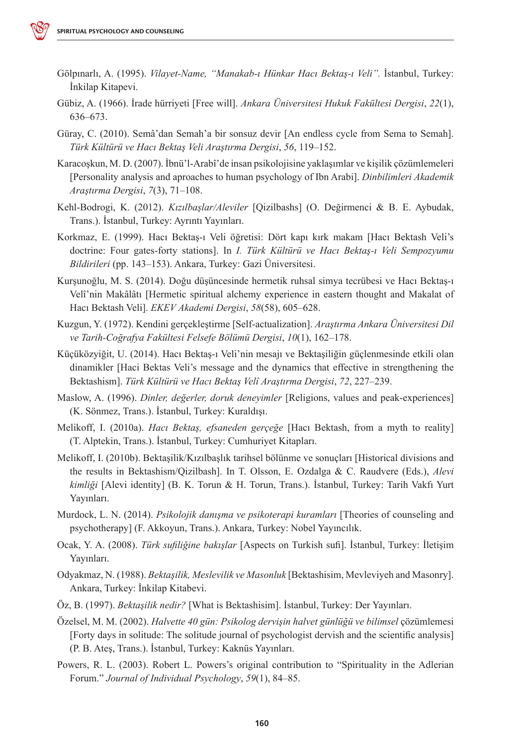Gölpınarlı, A. (1995). *Vilayet-Name, "Manakab-ı Hünkar Hacı Bektaş-ı Veli".* İstanbul, Turkey: İnkilap Kitapevi.

Gübiz, A. (1966). İrade hürriyeti [Free will]. *Ankara Üniversitesi Hukuk Fakültesi Dergisi*, *22*(1), 636–673.

Güray, C. (2010). Semâ'dan Semah'a bir sonsuz devir [An endless cycle from Sema to Semah]. *Türk Kültürü ve Hacı Bektaş Veli Araştırma Dergisi*, *56*, 119–152.

Karacoşkun, M. D. (2007). İbnü'l-Arabî'de insan psikolojisine yaklaşımlar ve kişilik çözümlemeleri [Personality analysis and aproaches to human psychology of Ibn Arabi]. *Dinbilimleri Akademik Araştırma Dergisi*, *7*(3), 71–108.

Kehl-Bodrogi, K. (2012). *Kızılbaşlar/Aleviler* [Qizilbashs] (O. Değirmenci & B. E. Aybudak, Trans.). İstanbul, Turkey: Ayrıntı Yayınları.

Korkmaz, E. (1999). Hacı Bektaş-ı Veli öğretisi: Dört kapı kırk makam [Hacı Bektash Veli's doctrine: Four gates-forty stations]. In *I. Türk Kültürü ve Hacı Bektaş-ı Veli Sempozyumu Bildirileri* (pp. 143–153). Ankara, Turkey: Gazi Üniversitesi.

Kurşunoğlu, M. S. (2014). Doğu düşüncesinde hermetik ruhsal simya tecrübesi ve Hacı Bektaş-ı Velî'nin Makâlâtı [Hermetic spiritual alchemy experience in eastern thought and Makalat of Hacı Bektash Veli]. *EKEV Akademi Dergisi*, *58*(58), 605–628.

Kuzgun, Y. (1972). Kendini gerçekleştirme [Self-actualization]. *Araştırma Ankara Üniversitesi Dil ve Tarih-Coğrafya Fakültesi Felsefe Bölümü Dergisi*, *10*(1), 162–178.

Küçüközyiğit, U. (2014). Hacı Bektaş-ı Veli'nin mesajı ve Bektaşiliğin güçlenmesinde etkili olan dinamikler [Haci Bektas Veli's message and the dynamics that effective in strengthening the Bektashism]. *Türk Kültürü ve Hacı Bektaş Velî Araştırma Dergisi*, *72*, 227–239.

Maslow, A. (1996). *Dinler, değerler, doruk deneyimler* [Religions, values and peak-experiences] (K. Sönmez, Trans.). İstanbul, Turkey: Kuraldışı.

Melikoff, I. (2010a). *Hacı Bektaş, efsaneden gerçeğe* [Hacı Bektash, from a myth to reality] (T. Alptekin, Trans.). İstanbul, Turkey: Cumhuriyet Kitapları.

Melikoff, I. (2010b). Bektaşilik/Kızılbaşlık tarihsel bölünme ve sonuçları [Historical divisions and the results in Bektashism/Qizilbash]. In T. Olsson, E. Ozdalga & C. Raudvere (Eds.), *Alevi kimliği* [Alevi identity] (B. K. Torun & H. Torun, Trans.). İstanbul, Turkey: Tarih Vakfı Yurt Yayınları.

Murdock, L. N. (2014). *Psikolojik danışma ve psikoterapi kuramları* [Theories of counseling and psychotherapy] (F. Akkoyun, Trans.). Ankara, Turkey: Nobel Yayıncılık.

Ocak, Y. A. (2008). *Türk sufiliğine bakışlar* [Aspects on Turkish sufi]. İstanbul, Turkey: İletişim Yayınları.

Odyakmaz, N. (1988). *Bektaşilik, Meslevilik ve Masonluk* [Bektashisim, Mevleviyeh and Masonry]. Ankara, Turkey: İnkilap Kitabevi.

Öz, B. (1997). *Bektaşilik nedir?* [What is Bektashisim]. İstanbul, Turkey: Der Yayınları.

Özelsel, M. M. (2002). *Halvette 40 gün: Psikolog dervişin halvet günlüğü ve bilimsel* çözümlemesi [Forty days in solitude: The solitude journal of psychologist dervish and the scientific analysis] (P. B. Ateş, Trans.). İstanbul, Turkey: Kaknüs Yayınları.

Powers, R. L. (2003). Robert L. Powers's original contribution to "Spirituality in the Adlerian Forum." *Journal of Individual Psychology*, *59*(1), 84–85.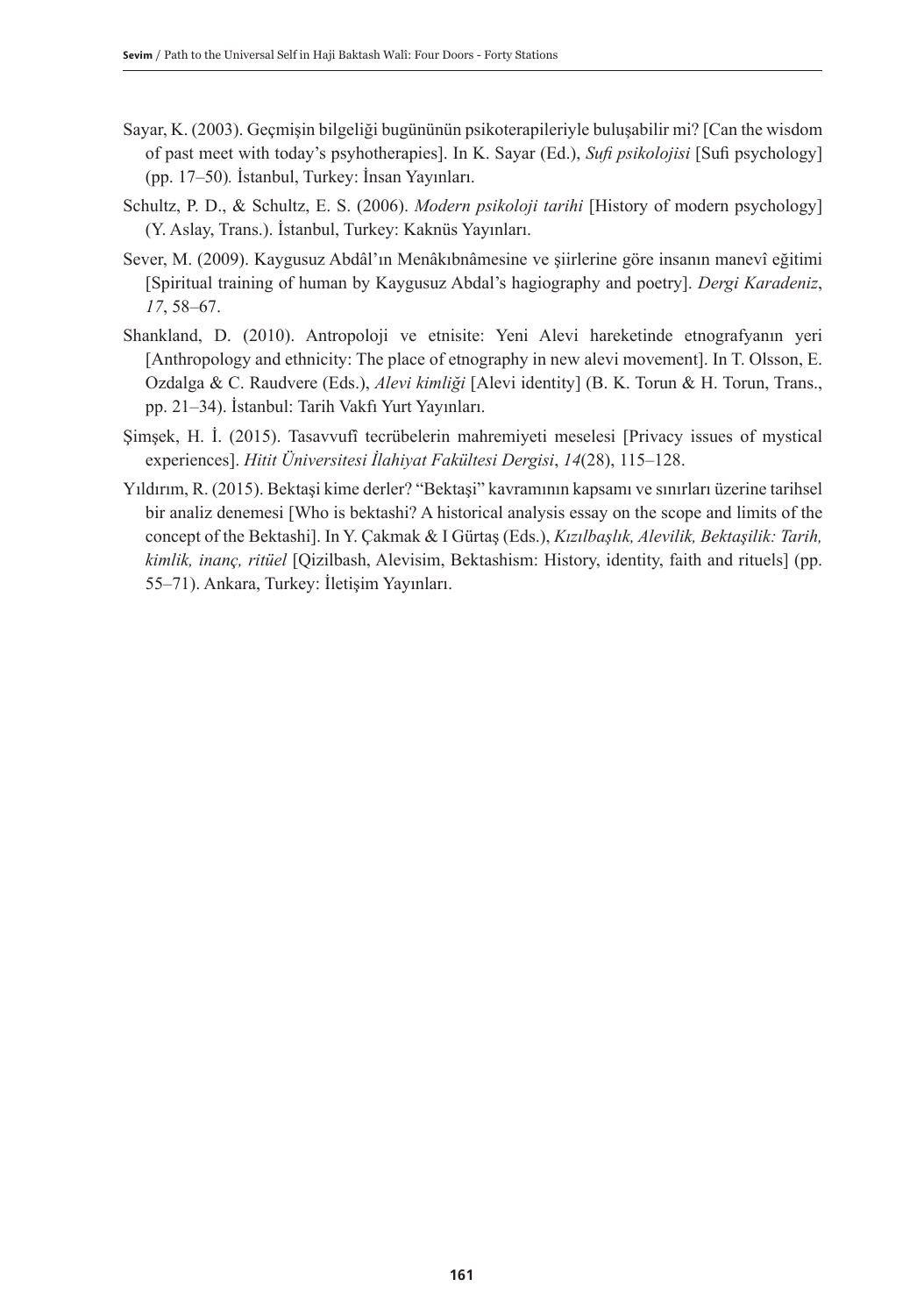Sayar, K. (2003). Geçmişin bilgeliği bugününün psikoterapileriyle buluşabilir mi? [Can the wisdom of past meet with today's psyhotherapies]. In K. Sayar (Ed.), *Sufi psikolojisi* [Sufi psychology] (pp. 17–50)*.* İstanbul, Turkey: İnsan Yayınları.

Schultz, P. D., & Schultz, E. S. (2006). *Modern psikoloji tarihi* [History of modern psychology] (Y. Aslay, Trans.). İstanbul, Turkey: Kaknüs Yayınları.

Sever, M. (2009). Kaygusuz Abdâl'ın Menâkıbnâmesine ve şiirlerine göre insanın manevî eğitimi [Spiritual training of human by Kaygusuz Abdal's hagiography and poetry]. *Dergi Karadeniz*, *17*, 58–67.

Shankland, D. (2010). Antropoloji ve etnisite: Yeni Alevi hareketinde etnografyanın yeri [Anthropology and ethnicity: The place of etnography in new alevi movement]. In T. Olsson, E. Ozdalga & C. Raudvere (Eds.), *Alevi kimliği* [Alevi identity] (B. K. Torun & H. Torun, Trans., pp. 21–34). İstanbul: Tarih Vakfı Yurt Yayınları.

Şimşek, H. İ. (2015). Tasavvufî tecrübelerin mahremiyeti meselesi [Privacy issues of mystical experiences]. *Hitit Üniversitesi İlahiyat Fakültesi Dergisi*, *14*(28), 115–128.

Yıldırım, R. (2015). Bektaşi kime derler? "Bektaşi" kavramının kapsamı ve sınırları üzerine tarihsel bir analiz denemesi [Who is bektashi? A historical analysis essay on the scope and limits of the concept of the Bektashi]. In Y. Çakmak & I Gürtaş (Eds.), *Kızılbaşlık, Alevilik, Bektaşilik: Tarih, kimlik, inanç, ritüel* [Qizilbash, Alevisim, Bektashism: History, identity, faith and rituels] (pp. 55–71). Ankara, Turkey: İletişim Yayınları.